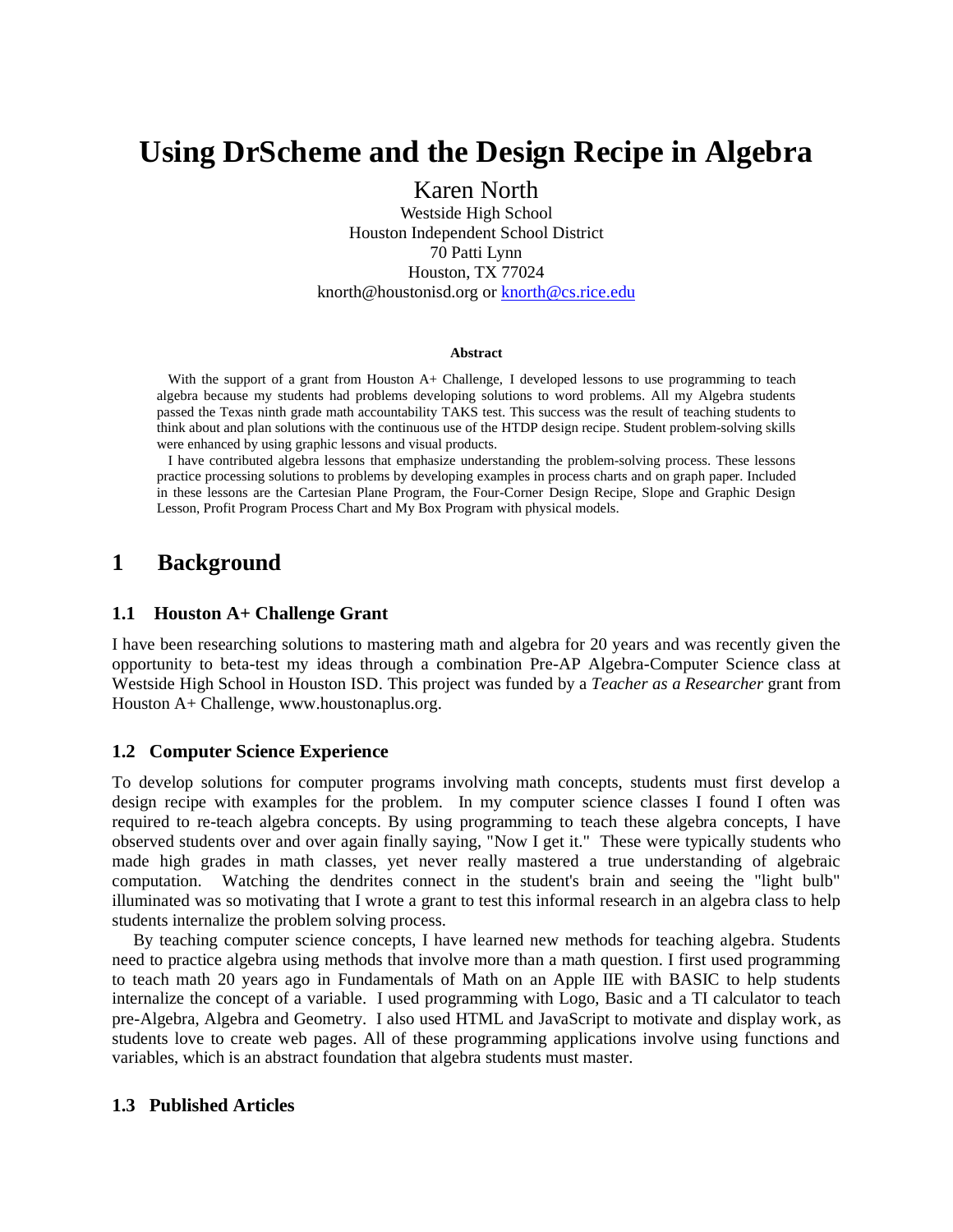# Using DrScheme and the Design Recipe in Algebra

Karen North
Westside High School
Houston Independent School District
70 Patti Lynn
Houston, TX 77024
knorth@houstonisd.org or [knorth@cs.rice.edu](mailto:knorth@cs.rice.edu)

**Abstract**

With the support of a grant from Houston A+ Challenge, I developed lessons to use programming to teach algebra because my students had problems developing solutions to word problems. All my Algebra students passed the Texas ninth grade math accountability TAKS test. This success was the result of teaching students to think about and plan solutions with the continuous use of the HTDP design recipe. Student problem-solving skills were enhanced by using graphic lessons and visual products.

I have contributed algebra lessons that emphasize understanding the problem-solving process. These lessons practice processing solutions to problems by developing examples in process charts and on graph paper. Included in these lessons are the Cartesian Plane Program, the Four-Corner Design Recipe, Slope and Graphic Design Lesson, Profit Program Process Chart and My Box Program with physical models.

## 1 Background

### 1.1 Houston A+ Challenge Grant

I have been researching solutions to mastering math and algebra for 20 years and was recently given the opportunity to beta-test my ideas through a combination Pre-AP Algebra-Computer Science class at Westside High School in Houston ISD. This project was funded by a *Teacher as a Researcher* grant from Houston A+ Challenge, www.houstonaplus.org.

### 1.2 Computer Science Experience

To develop solutions for computer programs involving math concepts, students must first develop a design recipe with examples for the problem. In my computer science classes I found I often was required to re-teach algebra concepts. By using programming to teach these algebra concepts, I have observed students over and over again finally saying, "Now I get it." These were typically students who made high grades in math classes, yet never really mastered a true understanding of algebraic computation. Watching the dendrites connect in the student's brain and seeing the "light bulb" illuminated was so motivating that I wrote a grant to test this informal research in an algebra class to help students internalize the problem solving process.

By teaching computer science concepts, I have learned new methods for teaching algebra. Students need to practice algebra using methods that involve more than a math question. I first used programming to teach math 20 years ago in Fundamentals of Math on an Apple IIE with BASIC to help students internalize the concept of a variable. I used programming with Logo, Basic and a TI calculator to teach pre-Algebra, Algebra and Geometry. I also used HTML and JavaScript to motivate and display work, as students love to create web pages. All of these programming applications involve using functions and variables, which is an abstract foundation that algebra students must master.

### 1.3 Published Articles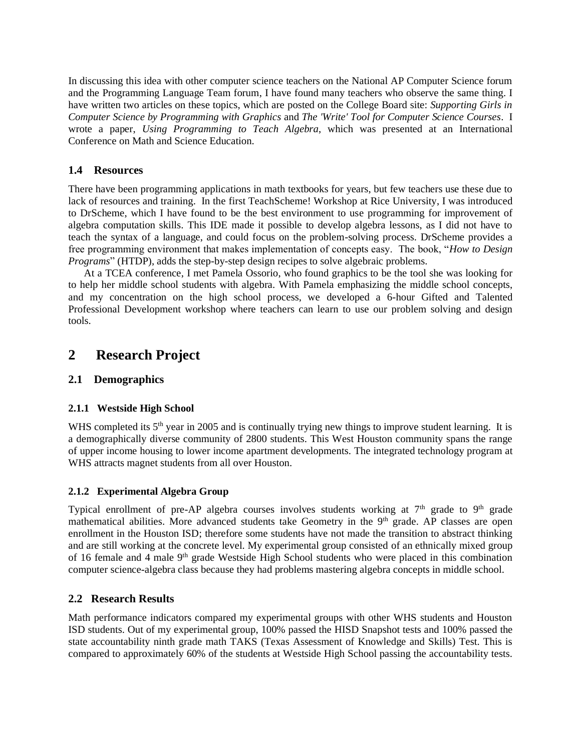In discussing this idea with other computer science teachers on the National AP Computer Science forum and the Programming Language Team forum, I have found many teachers who observe the same thing. I have written two articles on these topics, which are posted on the College Board site: *Supporting Girls in Computer Science by Programming with Graphics* and *The 'Write' Tool for Computer Science Courses*. I wrote a paper, *Using Programming to Teach Algebra*, which was presented at an International Conference on Math and Science Education.

### 1.4 Resources

There have been programming applications in math textbooks for years, but few teachers use these due to lack of resources and training. In the first TeachScheme! Workshop at Rice University, I was introduced to DrScheme, which I have found to be the best environment to use programming for improvement of algebra computation skills. This IDE made it possible to develop algebra lessons, as I did not have to teach the syntax of a language, and could focus on the problem-solving process. DrScheme provides a free programming environment that makes implementation of concepts easy. The book, "*How to Design Programs*" (HTDP), adds the step-by-step design recipes to solve algebraic problems.

At a TCEA conference, I met Pamela Ossorio, who found graphics to be the tool she was looking for to help her middle school students with algebra. With Pamela emphasizing the middle school concepts, and my concentration on the high school process, we developed a 6-hour Gifted and Talented Professional Development workshop where teachers can learn to use our problem solving and design tools.

## 2 Research Project

### 2.1 Demographics

#### 2.1.1 Westside High School

WHS completed its 5th year in 2005 and is continually trying new things to improve student learning. It is a demographically diverse community of 2800 students. This West Houston community spans the range of upper income housing to lower income apartment developments. The integrated technology program at WHS attracts magnet students from all over Houston.

#### 2.1.2 Experimental Algebra Group

Typical enrollment of pre-AP algebra courses involves students working at 7th grade to 9th grade mathematical abilities. More advanced students take Geometry in the 9th grade. AP classes are open enrollment in the Houston ISD; therefore some students have not made the transition to abstract thinking and are still working at the concrete level. My experimental group consisted of an ethnically mixed group of 16 female and 4 male 9th grade Westside High School students who were placed in this combination computer science-algebra class because they had problems mastering algebra concepts in middle school.

### 2.2 Research Results

Math performance indicators compared my experimental groups with other WHS students and Houston ISD students. Out of my experimental group, 100% passed the HISD Snapshot tests and 100% passed the state accountability ninth grade math TAKS (Texas Assessment of Knowledge and Skills) Test. This is compared to approximately 60% of the students at Westside High School passing the accountability tests.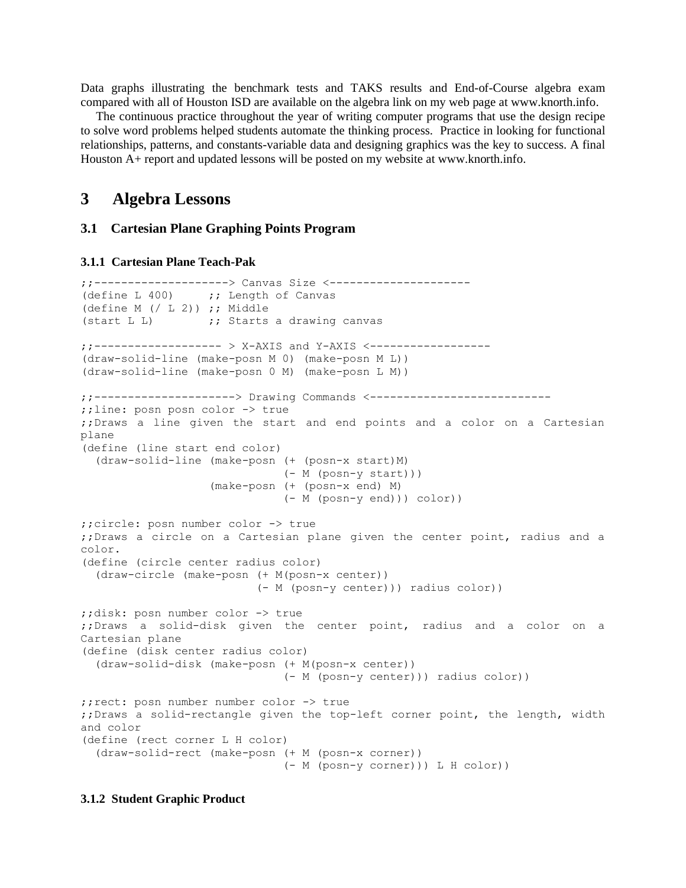Data graphs illustrating the benchmark tests and TAKS results and End-of-Course algebra exam compared with all of Houston ISD are available on the algebra link on my web page at www.knorth.info.

The continuous practice throughout the year of writing computer programs that use the design recipe to solve word problems helped students automate the thinking process. Practice in looking for functional relationships, patterns, and constants-variable data and designing graphics was the key to success. A final Houston A+ report and updated lessons will be posted on my website at www.knorth.info.

# 3 Algebra Lessons

## 3.1 Cartesian Plane Graphing Points Program

### 3.1.1 Cartesian Plane Teach-Pak

```
;;--------------------> Canvas Size <---------------------
(define L 400)     ;; Length of Canvas
(define M (/ L 2)) ;; Middle
(start L L)        ;; Starts a drawing canvas

;;------------------- > X-AXIS and Y-AXIS <------------------
(draw-solid-line (make-posn M 0) (make-posn M L))
(draw-solid-line (make-posn 0 M) (make-posn L M))

;;---------------------> Drawing Commands <---------------------------
;;line: posn posn color -> true
;;Draws a line given the start and end points and a color on a Cartesian
plane
(define (line start end color)
  (draw-solid-line (make-posn (+ (posn-x start)M)
                              (- M (posn-y start)))
                   (make-posn (+ (posn-x end) M)
                              (- M (posn-y end))) color))

;;circle: posn number color -> true
;;Draws a circle on a Cartesian plane given the center point, radius and a
color.
(define (circle center radius color)
  (draw-circle (make-posn (+ M(posn-x center))
                          (- M (posn-y center))) radius color))

;;disk: posn number color -> true
;;Draws a solid-disk given the center point, radius and a color on a
Cartesian plane
(define (disk center radius color)
  (draw-solid-disk (make-posn (+ M(posn-x center))
                              (- M (posn-y center))) radius color))

;;rect: posn number number color -> true
;;Draws a solid-rectangle given the top-left corner point, the length, width
and color
(define (rect corner L H color)
  (draw-solid-rect (make-posn (+ M (posn-x corner))
                              (- M (posn-y corner))) L H color))
```

### 3.1.2 Student Graphic Product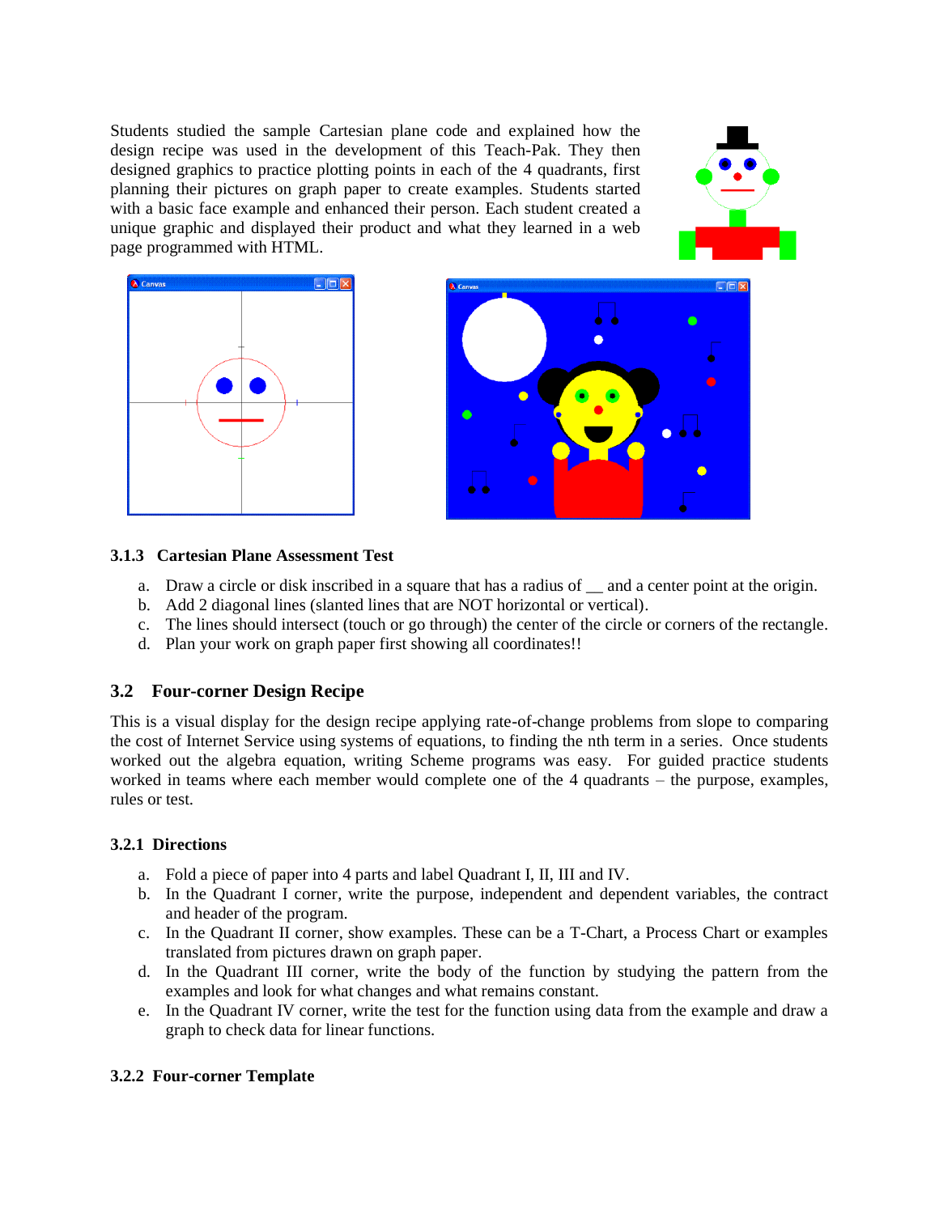Students studied the sample Cartesian plane code and explained how the design recipe was used in the development of this Teach-Pak. They then designed graphics to practice plotting points in each of the 4 quadrants, first planning their pictures on graph paper to create examples. Students started with a basic face example and enhanced their person. Each student created a unique graphic and displayed their product and what they learned in a web page programmed with HTML.

### 3.1.3 Cartesian Plane Assessment Test

a. Draw a circle or disk inscribed in a square that has a radius of __ and a center point at the origin.
b. Add 2 diagonal lines (slanted lines that are NOT horizontal or vertical).
c. The lines should intersect (touch or go through) the center of the circle or corners of the rectangle.
d. Plan your work on graph paper first showing all coordinates!!

## 3.2 Four-corner Design Recipe

This is a visual display for the design recipe applying rate-of-change problems from slope to comparing the cost of Internet Service using systems of equations, to finding the nth term in a series. Once students worked out the algebra equation, writing Scheme programs was easy. For guided practice students worked in teams where each member would complete one of the 4 quadrants – the purpose, examples, rules or test.

### 3.2.1 Directions

a. Fold a piece of paper into 4 parts and label Quadrant I, II, III and IV.
b. In the Quadrant I corner, write the purpose, independent and dependent variables, the contract and header of the program.
c. In the Quadrant II corner, show examples. These can be a T-Chart, a Process Chart or examples translated from pictures drawn on graph paper.
d. In the Quadrant III corner, write the body of the function by studying the pattern from the examples and look for what changes and what remains constant.
e. In the Quadrant IV corner, write the test for the function using data from the example and draw a graph to check data for linear functions.

### 3.2.2 Four-corner Template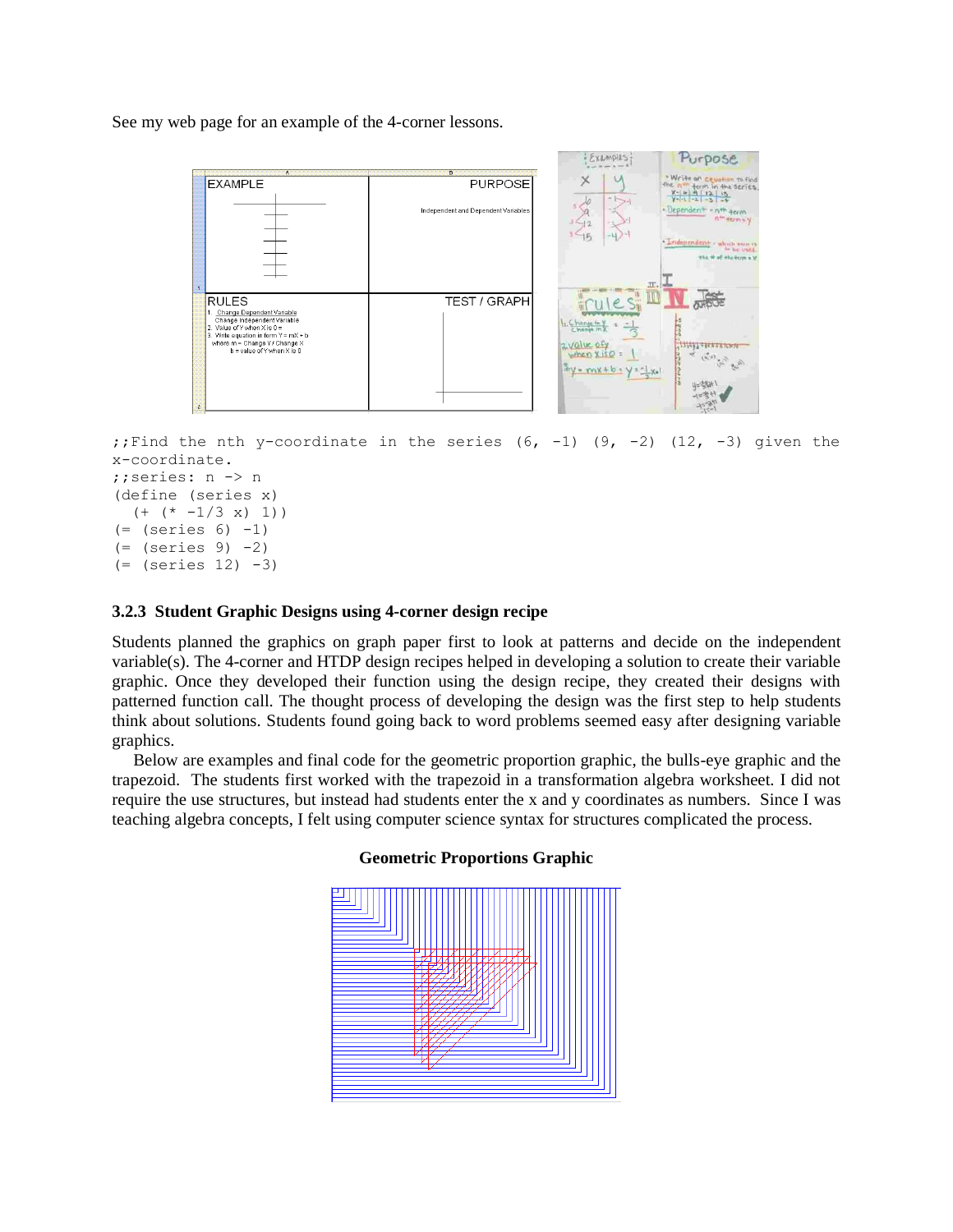See my web page for an example of the 4-corner lessons.

```
;;Find the nth y-coordinate in the series (6, -1) (9, -2) (12, -3) given the
x-coordinate.
;;series: n -> n
(define (series x)
  (+ (* -1/3 x) 1))
(= (series 6) -1)
(= (series 9) -2)
(= (series 12) -3)
```

### 3.2.3 Student Graphic Designs using 4-corner design recipe

Students planned the graphics on graph paper first to look at patterns and decide on the independent variable(s). The 4-corner and HTDP design recipes helped in developing a solution to create their variable graphic. Once they developed their function using the design recipe, they created their designs with patterned function call. The thought process of developing the design was the first step to help students think about solutions. Students found going back to word problems seemed easy after designing variable graphics.

Below are examples and final code for the geometric proportion graphic, the bulls-eye graphic and the trapezoid. The students first worked with the trapezoid in a transformation algebra worksheet. I did not require the use structures, but instead had students enter the x and y coordinates as numbers. Since I was teaching algebra concepts, I felt using computer science syntax for structures complicated the process.

**Geometric Proportions Graphic**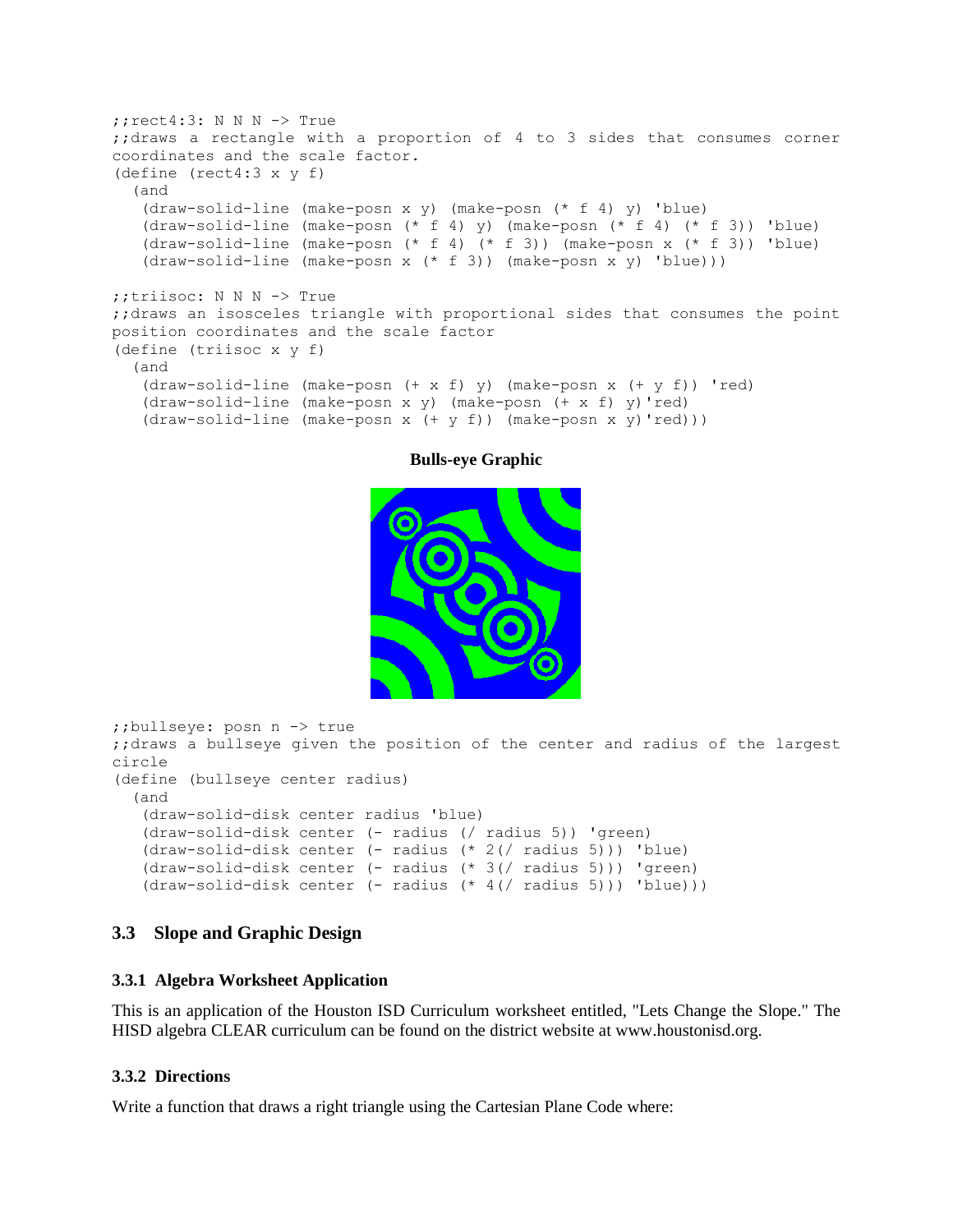```
;;rect4:3: N N N -> True
;;draws a rectangle with a proportion of 4 to 3 sides that consumes corner
coordinates and the scale factor.
(define (rect4:3 x y f)
  (and
   (draw-solid-line (make-posn x y) (make-posn (* f 4) y) 'blue)
   (draw-solid-line (make-posn (* f 4) y) (make-posn (* f 4) (* f 3)) 'blue)
   (draw-solid-line (make-posn (* f 4) (* f 3)) (make-posn x (* f 3)) 'blue)
   (draw-solid-line (make-posn x (* f 3)) (make-posn x y) 'blue)))

;;triisoc: N N N -> True
;;draws an isosceles triangle with proportional sides that consumes the point
position coordinates and the scale factor
(define (triisoc x y f)
  (and
   (draw-solid-line (make-posn (+ x f) y) (make-posn x (+ y f)) 'red)
   (draw-solid-line (make-posn x y) (make-posn (+ x f) y)'red)
   (draw-solid-line (make-posn x (+ y f)) (make-posn x y)'red)))
```

**Bulls-eye Graphic**

```
;;bullseye: posn n -> true
;;draws a bullseye given the position of the center and radius of the largest
circle
(define (bullseye center radius)
  (and
   (draw-solid-disk center radius 'blue)
   (draw-solid-disk center (- radius (/ radius 5)) 'green)
   (draw-solid-disk center (- radius (* 2(/ radius 5))) 'blue)
   (draw-solid-disk center (- radius (* 3(/ radius 5))) 'green)
   (draw-solid-disk center (- radius (* 4(/ radius 5))) 'blue)))
```

## 3.3 Slope and Graphic Design

### 3.3.1 Algebra Worksheet Application

This is an application of the Houston ISD Curriculum worksheet entitled, "Lets Change the Slope." The HISD algebra CLEAR curriculum can be found on the district website at www.houstonisd.org.

### 3.3.2 Directions

Write a function that draws a right triangle using the Cartesian Plane Code where: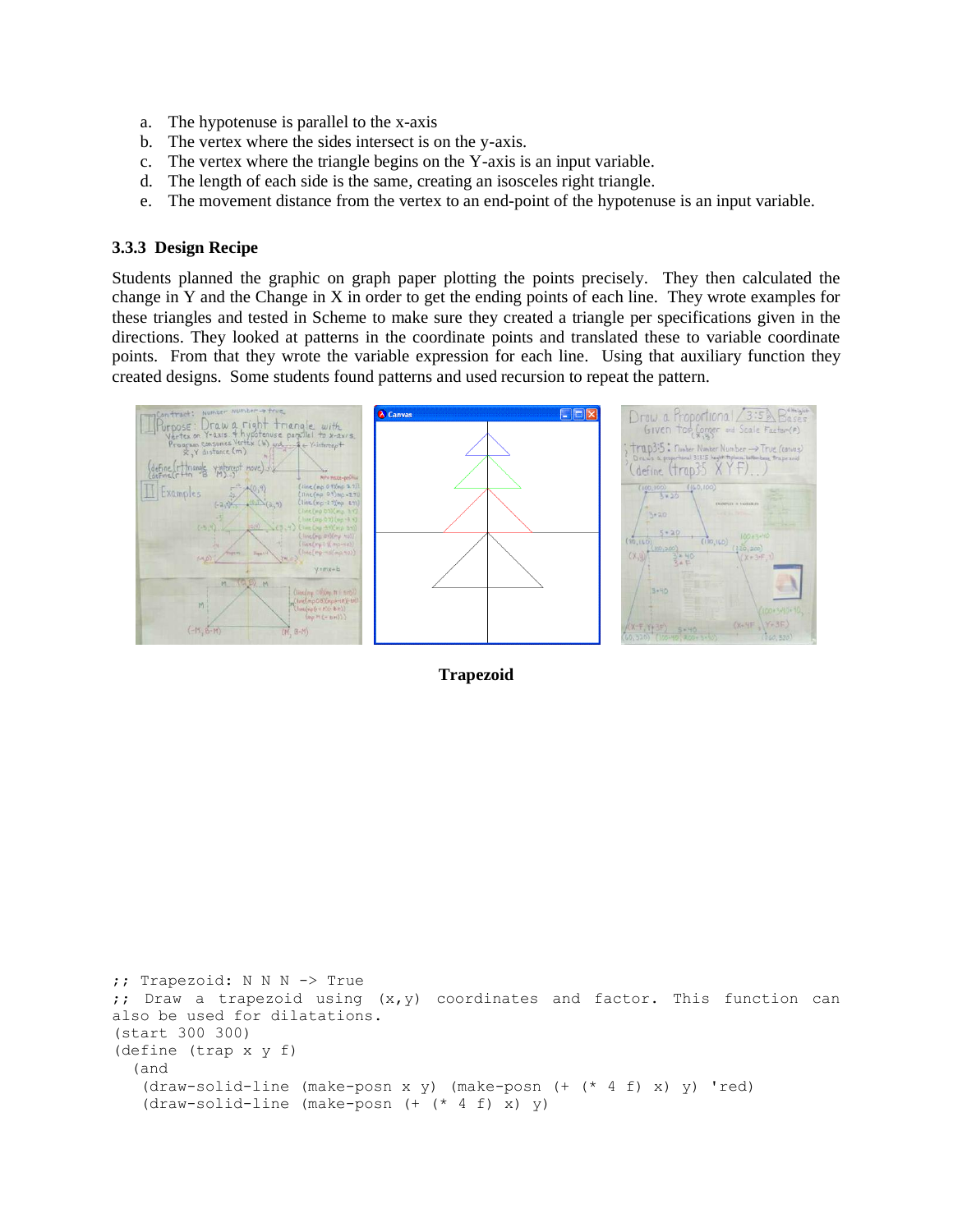a. The hypotenuse is parallel to the x-axis
b. The vertex where the sides intersect is on the y-axis.
c. The vertex where the triangle begins on the Y-axis is an input variable.
d. The length of each side is the same, creating an isosceles right triangle.
e. The movement distance from the vertex to an end-point of the hypotenuse is an input variable.

### 3.3.3 Design Recipe

Students planned the graphic on graph paper plotting the points precisely. They then calculated the change in Y and the Change in X in order to get the ending points of each line. They wrote examples for these triangles and tested in Scheme to make sure they created a triangle per specifications given in the directions. They looked at patterns in the coordinate points and translated these to variable coordinate points. From that they wrote the variable expression for each line. Using that auxiliary function they created designs. Some students found patterns and used recursion to repeat the pattern.

**Trapezoid**

```
;; Trapezoid: N N N -> True
;;  Draw  a  trapezoid  using  (x,y)  coordinates  and  factor.  This  function  can
also be used for dilatations.
(start 300 300)
(define (trap x y f)
  (and
   (draw-solid-line (make-posn x y) (make-posn (+ (* 4 f) x) y) 'red)
   (draw-solid-line (make-posn (+ (* 4 f) x) y)
```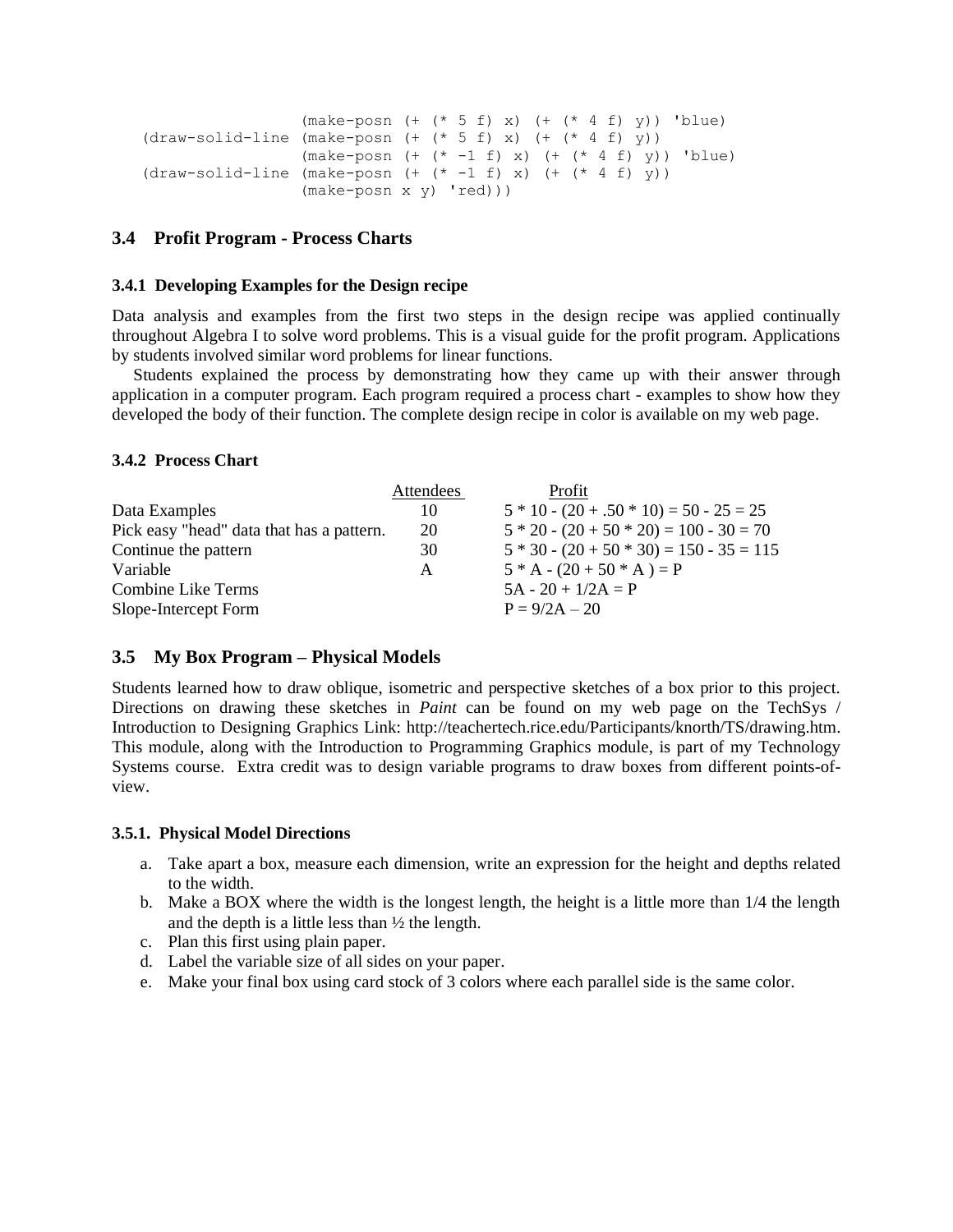```
                (make-posn (+ (* 5 f) x) (+ (* 4 f) y)) 'blue)
(draw-solid-line (make-posn (+ (* 5 f) x) (+ (* 4 f) y))
                (make-posn (+ (* -1 f) x) (+ (* 4 f) y)) 'blue)
(draw-solid-line (make-posn (+ (* -1 f) x) (+ (* 4 f) y))
                (make-posn x y) 'red)))
```

## 3.4 Profit Program - Process Charts

### 3.4.1 Developing Examples for the Design recipe

Data analysis and examples from the first two steps in the design recipe was applied continually throughout Algebra I to solve word problems. This is a visual guide for the profit program. Applications by students involved similar word problems for linear functions.

Students explained the process by demonstrating how they came up with their answer through application in a computer program. Each program required a process chart - examples to show how they developed the body of their function. The complete design recipe in color is available on my web page.

### 3.4.2 Process Chart

| | Attendees | Profit |
|---|---|---|
| Data Examples | 10 | 5 * 10 - (20 + .50 * 10) = 50 - 25 = 25 |
| Pick easy "head" data that has a pattern. | 20 | 5 * 20 - (20 + 50 * 20) = 100 - 30 = 70 |
| Continue the pattern | 30 | 5 * 30 - (20 + 50 * 30) = 150 - 35 = 115 |
| Variable | A | 5 * A - (20 + 50 * A ) = P |
| Combine Like Terms | | 5A - 20 + 1/2A = P |
| Slope-Intercept Form | | P = 9/2A – 20 |

## 3.5 My Box Program – Physical Models

Students learned how to draw oblique, isometric and perspective sketches of a box prior to this project. Directions on drawing these sketches in *Paint* can be found on my web page on the TechSys / Introduction to Designing Graphics Link: http://teachertech.rice.edu/Participants/knorth/TS/drawing.htm. This module, along with the Introduction to Programming Graphics module, is part of my Technology Systems course. Extra credit was to design variable programs to draw boxes from different points-of-view.

### 3.5.1. Physical Model Directions

a. Take apart a box, measure each dimension, write an expression for the height and depths related to the width.
b. Make a BOX where the width is the longest length, the height is a little more than 1/4 the length and the depth is a little less than ½ the length.
c. Plan this first using plain paper.
d. Label the variable size of all sides on your paper.
e. Make your final box using card stock of 3 colors where each parallel side is the same color.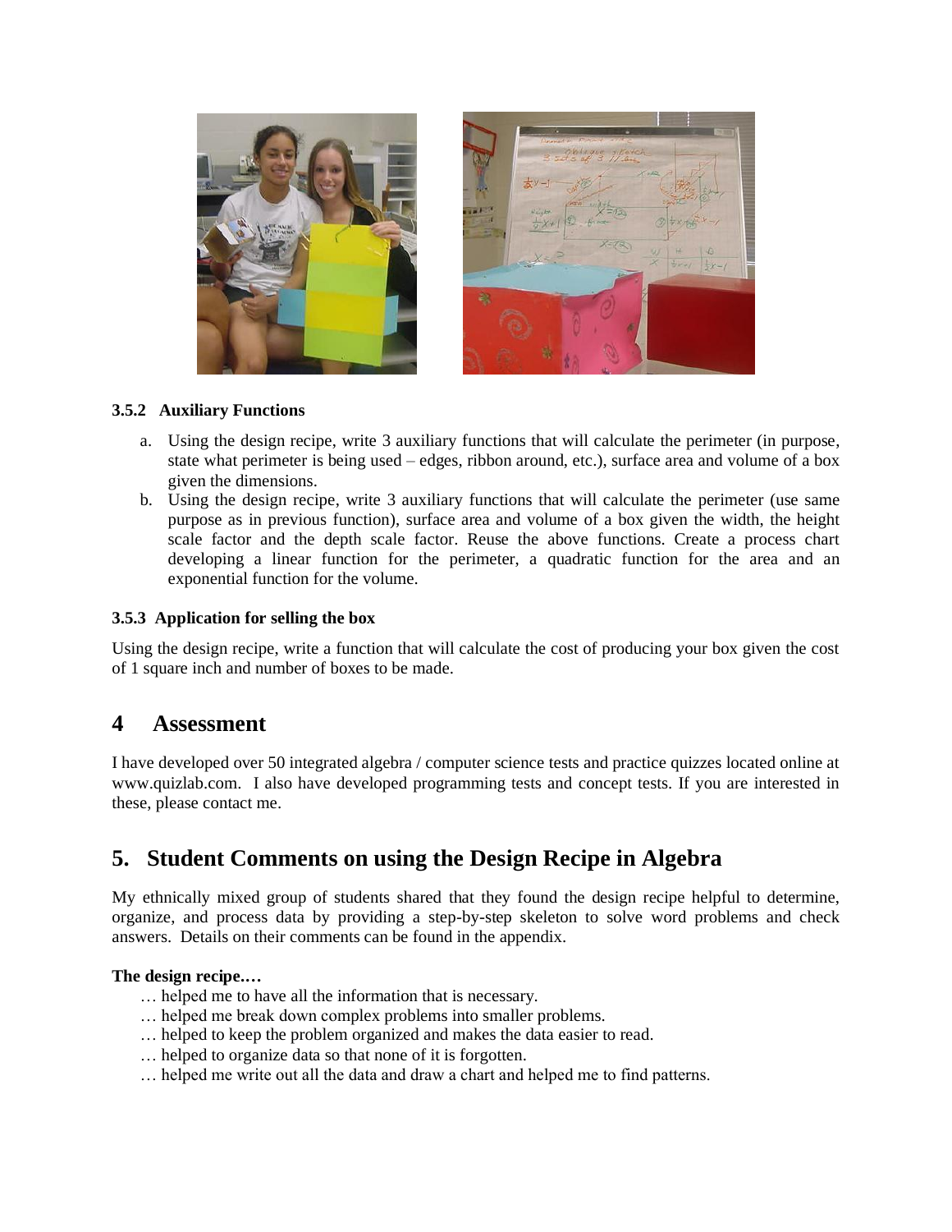### 3.5.2 Auxiliary Functions

a. Using the design recipe, write 3 auxiliary functions that will calculate the perimeter (in purpose, state what perimeter is being used – edges, ribbon around, etc.), surface area and volume of a box given the dimensions.
b. Using the design recipe, write 3 auxiliary functions that will calculate the perimeter (use same purpose as in previous function), surface area and volume of a box given the width, the height scale factor and the depth scale factor. Reuse the above functions. Create a process chart developing a linear function for the perimeter, a quadratic function for the area and an exponential function for the volume.

### 3.5.3 Application for selling the box

Using the design recipe, write a function that will calculate the cost of producing your box given the cost of 1 square inch and number of boxes to be made.

## 4 Assessment

I have developed over 50 integrated algebra / computer science tests and practice quizzes located online at www.quizlab.com. I also have developed programming tests and concept tests. If you are interested in these, please contact me.

## 5. Student Comments on using the Design Recipe in Algebra

My ethnically mixed group of students shared that they found the design recipe helpful to determine, organize, and process data by providing a step-by-step skeleton to solve word problems and check answers. Details on their comments can be found in the appendix.

**The design recipe….**

… helped me to have all the information that is necessary.
… helped me break down complex problems into smaller problems.
… helped to keep the problem organized and makes the data easier to read.
… helped to organize data so that none of it is forgotten.
… helped me write out all the data and draw a chart and helped me to find patterns.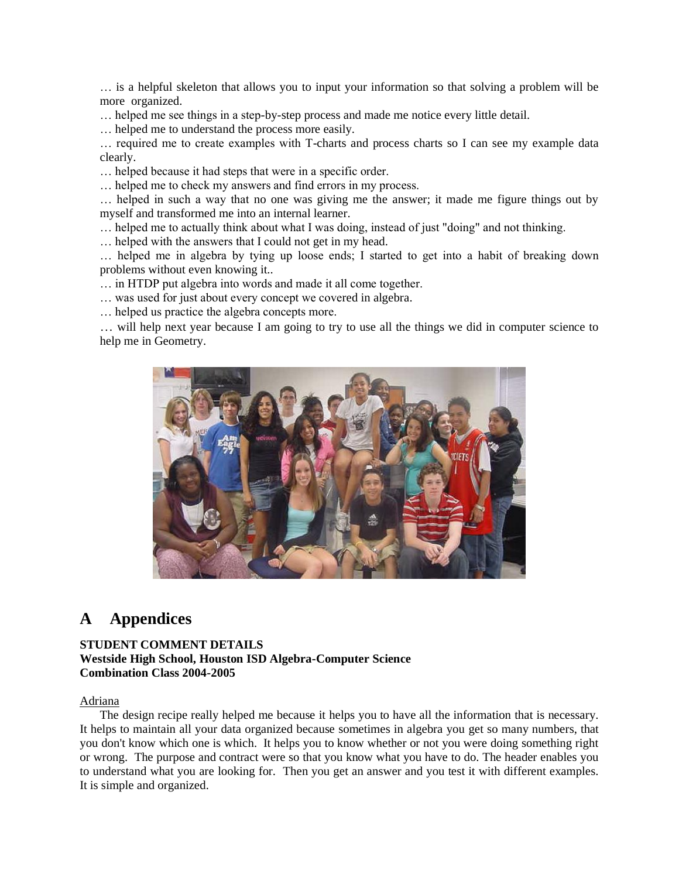… is a helpful skeleton that allows you to input your information so that solving a problem will be more organized.

… helped me see things in a step-by-step process and made me notice every little detail.

… helped me to understand the process more easily.

… required me to create examples with T-charts and process charts so I can see my example data clearly.

… helped because it had steps that were in a specific order.

… helped me to check my answers and find errors in my process.

… helped in such a way that no one was giving me the answer; it made me figure things out by myself and transformed me into an internal learner.

… helped me to actually think about what I was doing, instead of just "doing" and not thinking.

… helped with the answers that I could not get in my head.

… helped me in algebra by tying up loose ends; I started to get into a habit of breaking down problems without even knowing it..

… in HTDP put algebra into words and made it all come together.

… was used for just about every concept we covered in algebra.

… helped us practice the algebra concepts more.

… will help next year because I am going to try to use all the things we did in computer science to help me in Geometry.

# A Appendices

**STUDENT COMMENT DETAILS**
**Westside High School, Houston ISD Algebra-Computer Science Combination Class 2004-2005**

Adriana

The design recipe really helped me because it helps you to have all the information that is necessary. It helps to maintain all your data organized because sometimes in algebra you get so many numbers, that you don't know which one is which. It helps you to know whether or not you were doing something right or wrong. The purpose and contract were so that you know what you have to do. The header enables you to understand what you are looking for. Then you get an answer and you test it with different examples. It is simple and organized.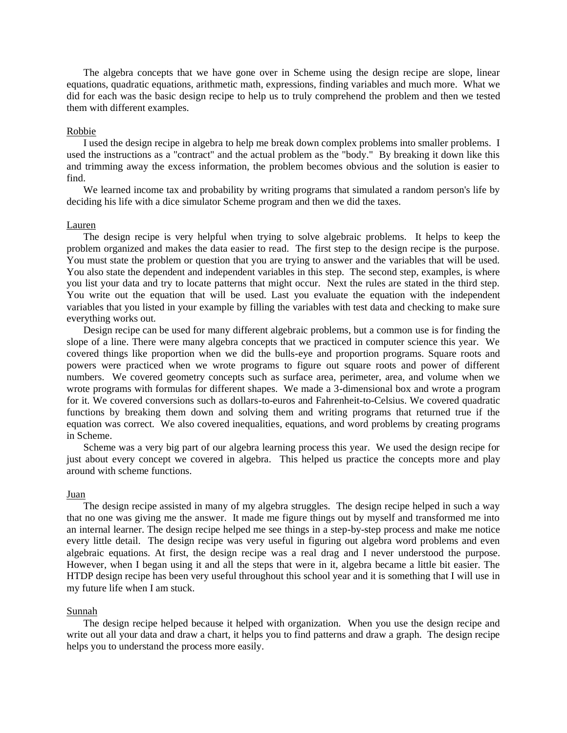The algebra concepts that we have gone over in Scheme using the design recipe are slope, linear equations, quadratic equations, arithmetic math, expressions, finding variables and much more. What we did for each was the basic design recipe to help us to truly comprehend the problem and then we tested them with different examples.

<u>Robbie</u>

I used the design recipe in algebra to help me break down complex problems into smaller problems. I used the instructions as a "contract" and the actual problem as the "body." By breaking it down like this and trimming away the excess information, the problem becomes obvious and the solution is easier to find.

We learned income tax and probability by writing programs that simulated a random person's life by deciding his life with a dice simulator Scheme program and then we did the taxes.

<u>Lauren</u>

The design recipe is very helpful when trying to solve algebraic problems. It helps to keep the problem organized and makes the data easier to read. The first step to the design recipe is the purpose. You must state the problem or question that you are trying to answer and the variables that will be used. You also state the dependent and independent variables in this step. The second step, examples, is where you list your data and try to locate patterns that might occur. Next the rules are stated in the third step. You write out the equation that will be used. Last you evaluate the equation with the independent variables that you listed in your example by filling the variables with test data and checking to make sure everything works out.

Design recipe can be used for many different algebraic problems, but a common use is for finding the slope of a line. There were many algebra concepts that we practiced in computer science this year. We covered things like proportion when we did the bulls-eye and proportion programs. Square roots and powers were practiced when we wrote programs to figure out square roots and power of different numbers. We covered geometry concepts such as surface area, perimeter, area, and volume when we wrote programs with formulas for different shapes. We made a 3-dimensional box and wrote a program for it. We covered conversions such as dollars-to-euros and Fahrenheit-to-Celsius. We covered quadratic functions by breaking them down and solving them and writing programs that returned true if the equation was correct. We also covered inequalities, equations, and word problems by creating programs in Scheme.

Scheme was a very big part of our algebra learning process this year. We used the design recipe for just about every concept we covered in algebra. This helped us practice the concepts more and play around with scheme functions.

<u>Juan</u>

The design recipe assisted in many of my algebra struggles. The design recipe helped in such a way that no one was giving me the answer. It made me figure things out by myself and transformed me into an internal learner. The design recipe helped me see things in a step-by-step process and make me notice every little detail. The design recipe was very useful in figuring out algebra word problems and even algebraic equations. At first, the design recipe was a real drag and I never understood the purpose. However, when I began using it and all the steps that were in it, algebra became a little bit easier. The HTDP design recipe has been very useful throughout this school year and it is something that I will use in my future life when I am stuck.

<u>Sunnah</u>

The design recipe helped because it helped with organization. When you use the design recipe and write out all your data and draw a chart, it helps you to find patterns and draw a graph. The design recipe helps you to understand the process more easily.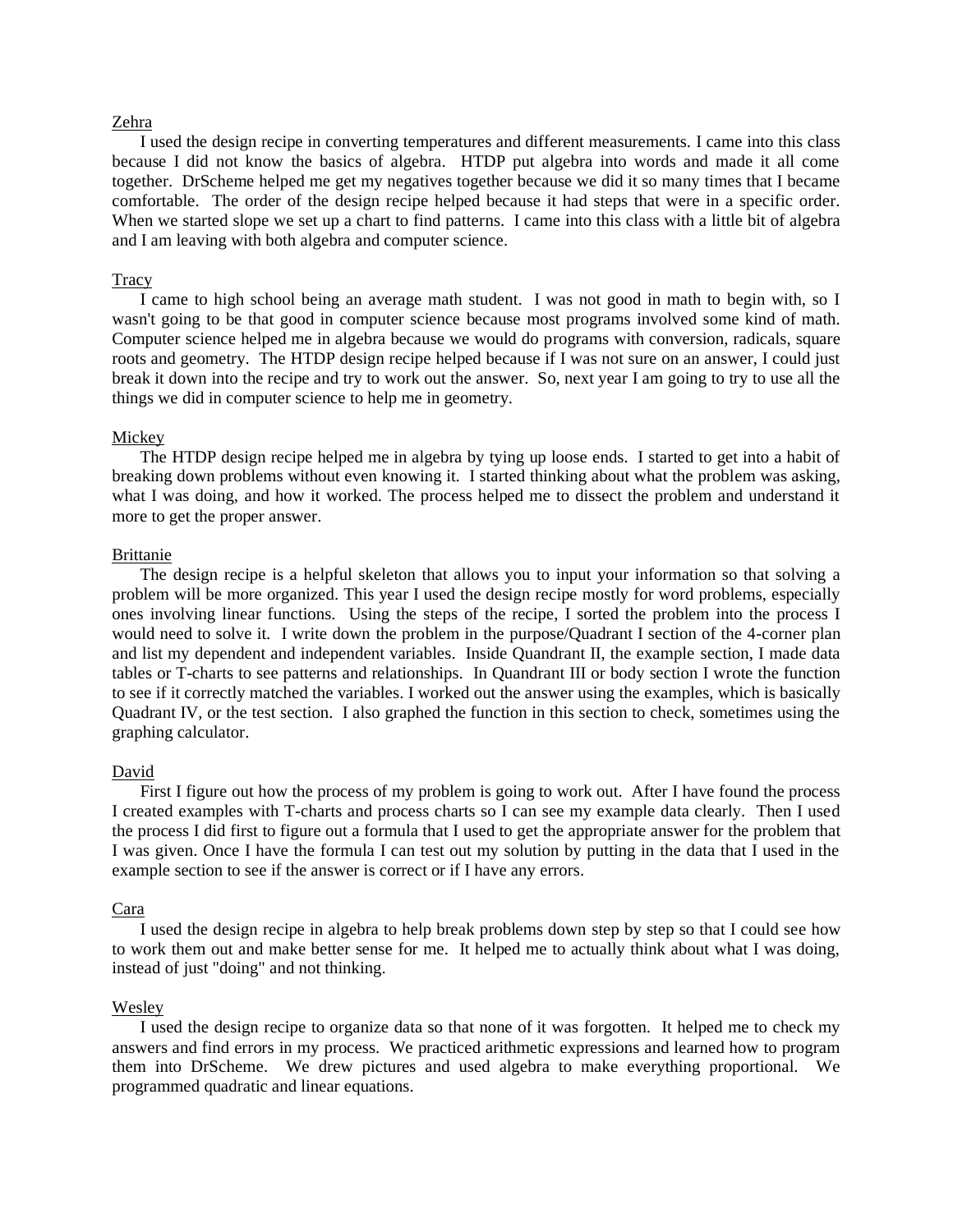<u>Zehra</u>

I used the design recipe in converting temperatures and different measurements. I came into this class because I did not know the basics of algebra. HTDP put algebra into words and made it all come together. DrScheme helped me get my negatives together because we did it so many times that I became comfortable. The order of the design recipe helped because it had steps that were in a specific order. When we started slope we set up a chart to find patterns. I came into this class with a little bit of algebra and I am leaving with both algebra and computer science.

<u>Tracy</u>

I came to high school being an average math student. I was not good in math to begin with, so I wasn't going to be that good in computer science because most programs involved some kind of math. Computer science helped me in algebra because we would do programs with conversion, radicals, square roots and geometry. The HTDP design recipe helped because if I was not sure on an answer, I could just break it down into the recipe and try to work out the answer. So, next year I am going to try to use all the things we did in computer science to help me in geometry.

<u>Mickey</u>

The HTDP design recipe helped me in algebra by tying up loose ends. I started to get into a habit of breaking down problems without even knowing it. I started thinking about what the problem was asking, what I was doing, and how it worked. The process helped me to dissect the problem and understand it more to get the proper answer.

<u>Brittanie</u>

The design recipe is a helpful skeleton that allows you to input your information so that solving a problem will be more organized. This year I used the design recipe mostly for word problems, especially ones involving linear functions. Using the steps of the recipe, I sorted the problem into the process I would need to solve it. I write down the problem in the purpose/Quadrant I section of the 4-corner plan and list my dependent and independent variables. Inside Quandrant II, the example section, I made data tables or T-charts to see patterns and relationships. In Quandrant III or body section I wrote the function to see if it correctly matched the variables. I worked out the answer using the examples, which is basically Quadrant IV, or the test section. I also graphed the function in this section to check, sometimes using the graphing calculator.

<u>David</u>

First I figure out how the process of my problem is going to work out. After I have found the process I created examples with T-charts and process charts so I can see my example data clearly. Then I used the process I did first to figure out a formula that I used to get the appropriate answer for the problem that I was given. Once I have the formula I can test out my solution by putting in the data that I used in the example section to see if the answer is correct or if I have any errors.

<u>Cara</u>

I used the design recipe in algebra to help break problems down step by step so that I could see how to work them out and make better sense for me. It helped me to actually think about what I was doing, instead of just "doing" and not thinking.

<u>Wesley</u>

I used the design recipe to organize data so that none of it was forgotten. It helped me to check my answers and find errors in my process. We practiced arithmetic expressions and learned how to program them into DrScheme. We drew pictures and used algebra to make everything proportional. We programmed quadratic and linear equations.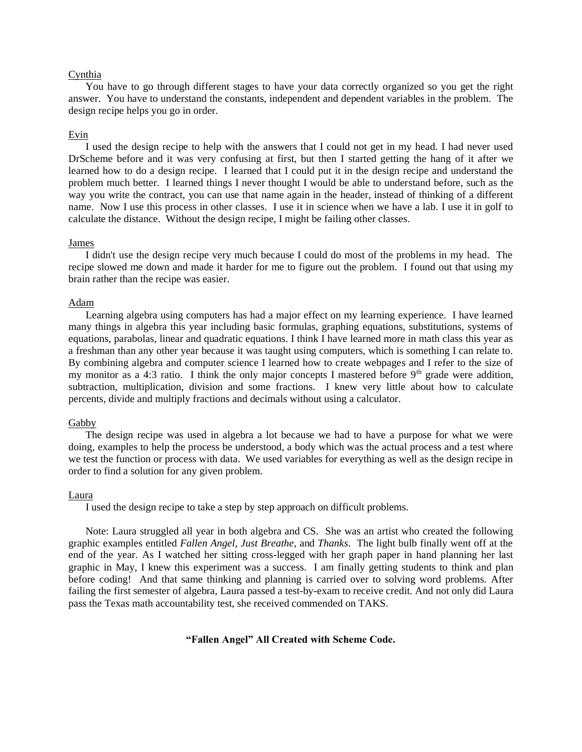Cynthia

You have to go through different stages to have your data correctly organized so you get the right answer. You have to understand the constants, independent and dependent variables in the problem. The design recipe helps you go in order.

Evin

I used the design recipe to help with the answers that I could not get in my head. I had never used DrScheme before and it was very confusing at first, but then I started getting the hang of it after we learned how to do a design recipe. I learned that I could put it in the design recipe and understand the problem much better. I learned things I never thought I would be able to understand before, such as the way you write the contract, you can use that name again in the header, instead of thinking of a different name. Now I use this process in other classes. I use it in science when we have a lab. I use it in golf to calculate the distance. Without the design recipe, I might be failing other classes.

James

I didn't use the design recipe very much because I could do most of the problems in my head. The recipe slowed me down and made it harder for me to figure out the problem. I found out that using my brain rather than the recipe was easier.

Adam

Learning algebra using computers has had a major effect on my learning experience. I have learned many things in algebra this year including basic formulas, graphing equations, substitutions, systems of equations, parabolas, linear and quadratic equations. I think I have learned more in math class this year as a freshman than any other year because it was taught using computers, which is something I can relate to. By combining algebra and computer science I learned how to create webpages and I refer to the size of my monitor as a 4:3 ratio. I think the only major concepts I mastered before 9th grade were addition, subtraction, multiplication, division and some fractions. I knew very little about how to calculate percents, divide and multiply fractions and decimals without using a calculator.

Gabby

The design recipe was used in algebra a lot because we had to have a purpose for what we were doing, examples to help the process be understood, a body which was the actual process and a test where we test the function or process with data. We used variables for everything as well as the design recipe in order to find a solution for any given problem.

Laura

I used the design recipe to take a step by step approach on difficult problems.

Note: Laura struggled all year in both algebra and CS. She was an artist who created the following graphic examples entitled *Fallen Angel*, *Just Breathe*, and *Thanks*. The light bulb finally went off at the end of the year. As I watched her sitting cross-legged with her graph paper in hand planning her last graphic in May, I knew this experiment was a success. I am finally getting students to think and plan before coding! And that same thinking and planning is carried over to solving word problems. After failing the first semester of algebra, Laura passed a test-by-exam to receive credit. And not only did Laura pass the Texas math accountability test, she received commended on TAKS.

**"Fallen Angel" All Created with Scheme Code.**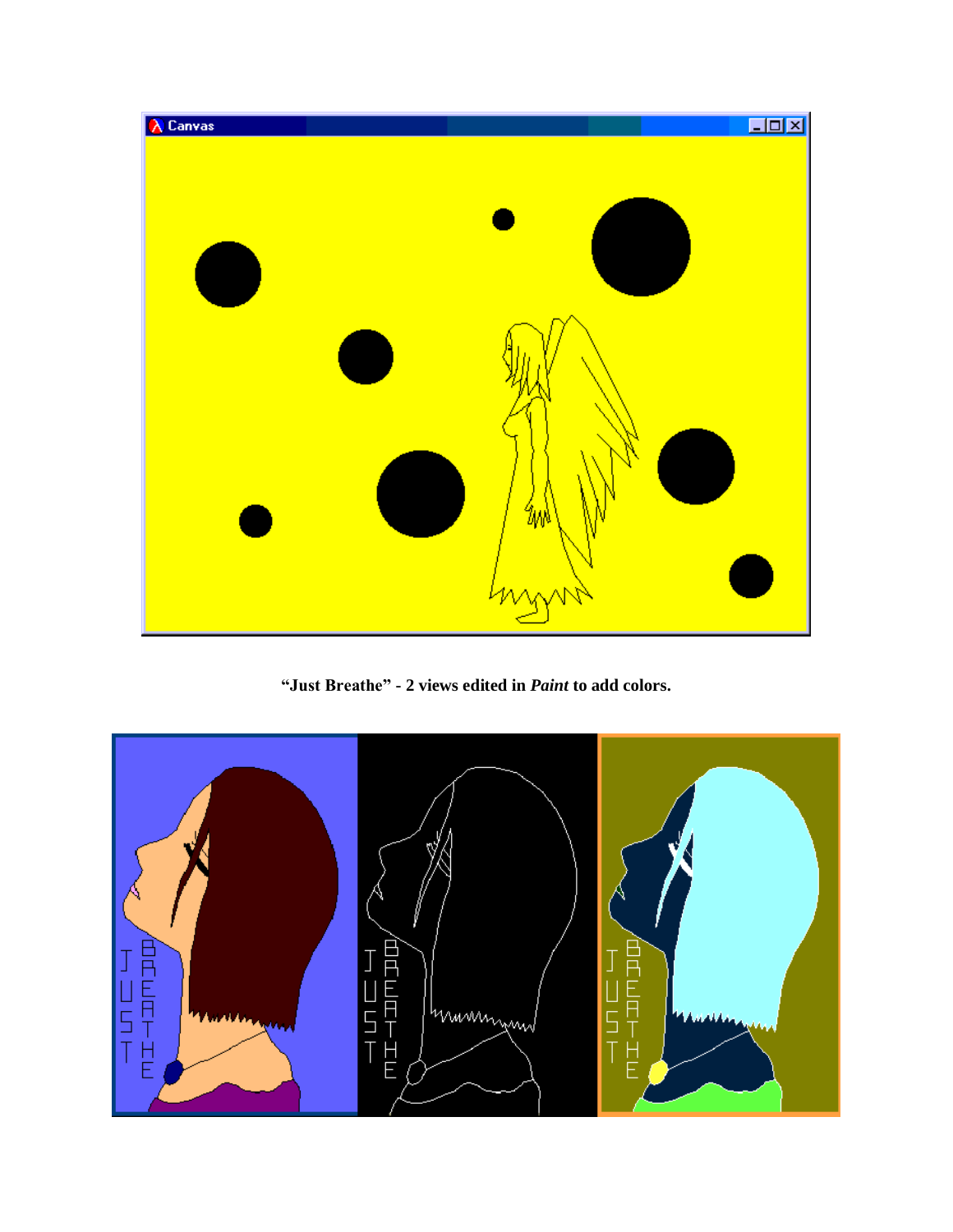**“Just Breathe” - 2 views edited in *Paint* to add colors.**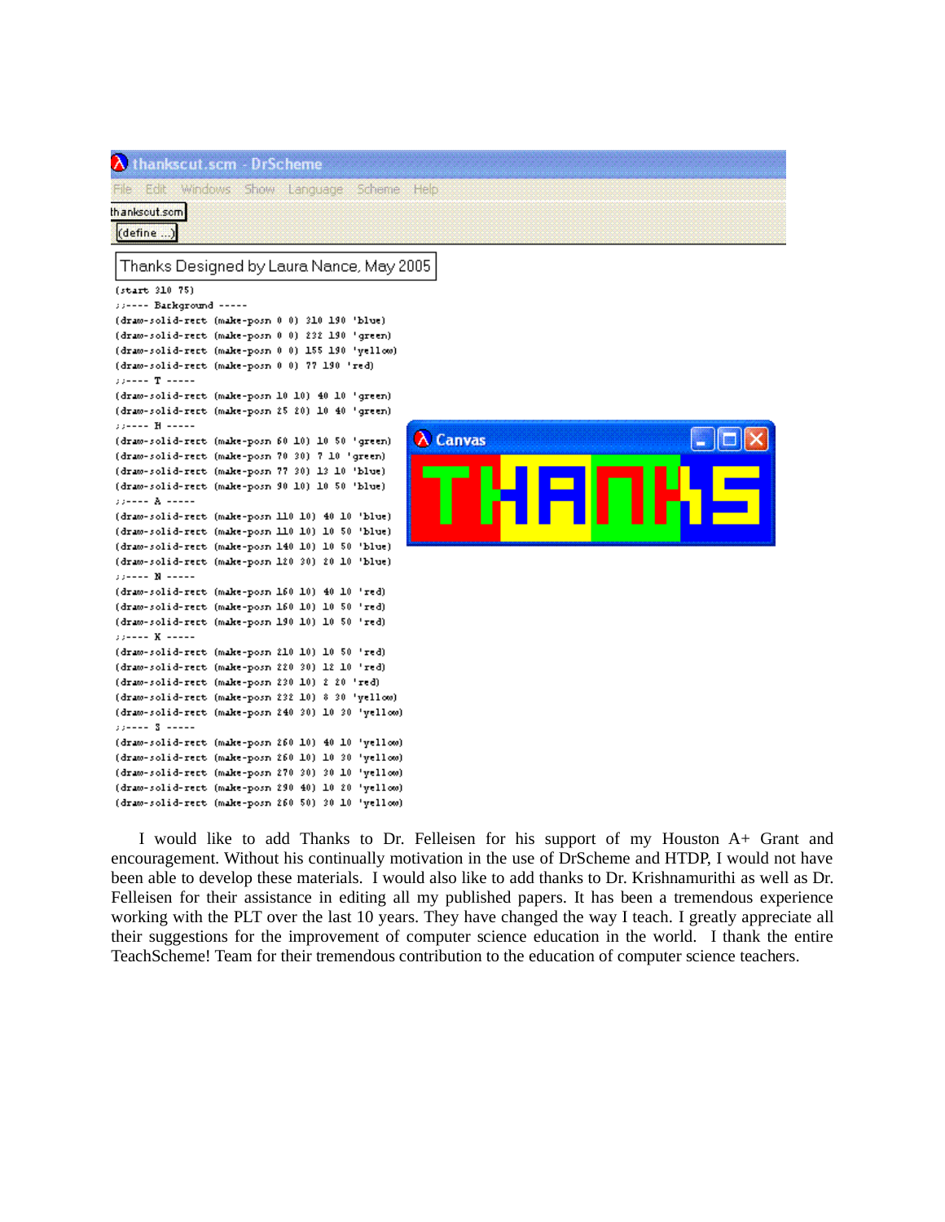thankscut.scm - DrScheme

File Edit Windows Show Language Scheme Help

thankscut.scm

(define ...)

Thanks Designed by Laura Nance, May 2005

```
(start 310 75)
;;---- Background -----
(draw-solid-rect (make-posn 0 0) 310 190 'blue)
(draw-solid-rect (make-posn 0 0) 232 190 'green)
(draw-solid-rect (make-posn 0 0) 155 190 'yellow)
(draw-solid-rect (make-posn 0 0) 77 190 'red)
;;---- T -----
(draw-solid-rect (make-posn 10 10) 40 10 'green)
(draw-solid-rect (make-posn 25 20) 10 40 'green)
;;---- H -----
(draw-solid-rect (make-posn 60 10) 10 50 'green)
(draw-solid-rect (make-posn 70 30) 7 10 'green)
(draw-solid-rect (make-posn 77 30) 13 10 'blue)
(draw-solid-rect (make-posn 90 10) 10 50 'blue)
;;---- A -----
(draw-solid-rect (make-posn 110 10) 40 10 'blue)
(draw-solid-rect (make-posn 110 10) 10 50 'blue)
(draw-solid-rect (make-posn 140 10) 10 50 'blue)
(draw-solid-rect (make-posn 120 30) 20 10 'blue)
;;---- N -----
(draw-solid-rect (make-posn 160 10) 40 10 'red)
(draw-solid-rect (make-posn 160 10) 10 50 'red)
(draw-solid-rect (make-posn 190 10) 10 50 'red)
;;---- K -----
(draw-solid-rect (make-posn 210 10) 10 50 'red)
(draw-solid-rect (make-posn 220 30) 12 10 'red)
(draw-solid-rect (make-posn 230 10) 2 20 'red)
(draw-solid-rect (make-posn 232 10) 8 30 'yellow)
(draw-solid-rect (make-posn 240 30) 10 30 'yellow)
;;---- S -----
(draw-solid-rect (make-posn 260 10) 40 10 'yellow)
(draw-solid-rect (make-posn 260 10) 10 30 'yellow)
(draw-solid-rect (make-posn 270 30) 30 10 'yellow)
(draw-solid-rect (make-posn 290 40) 10 20 'yellow)
(draw-solid-rect (make-posn 260 50) 30 10 'yellow)
```

Canvas

THANKS

I would like to add Thanks to Dr. Felleisen for his support of my Houston A+ Grant and encouragement. Without his continually motivation in the use of DrScheme and HTDP, I would not have been able to develop these materials. I would also like to add thanks to Dr. Krishnamurithi as well as Dr. Felleisen for their assistance in editing all my published papers. It has been a tremendous experience working with the PLT over the last 10 years. They have changed the way I teach. I greatly appreciate all their suggestions for the improvement of computer science education in the world. I thank the entire TeachScheme! Team for their tremendous contribution to the education of computer science teachers.